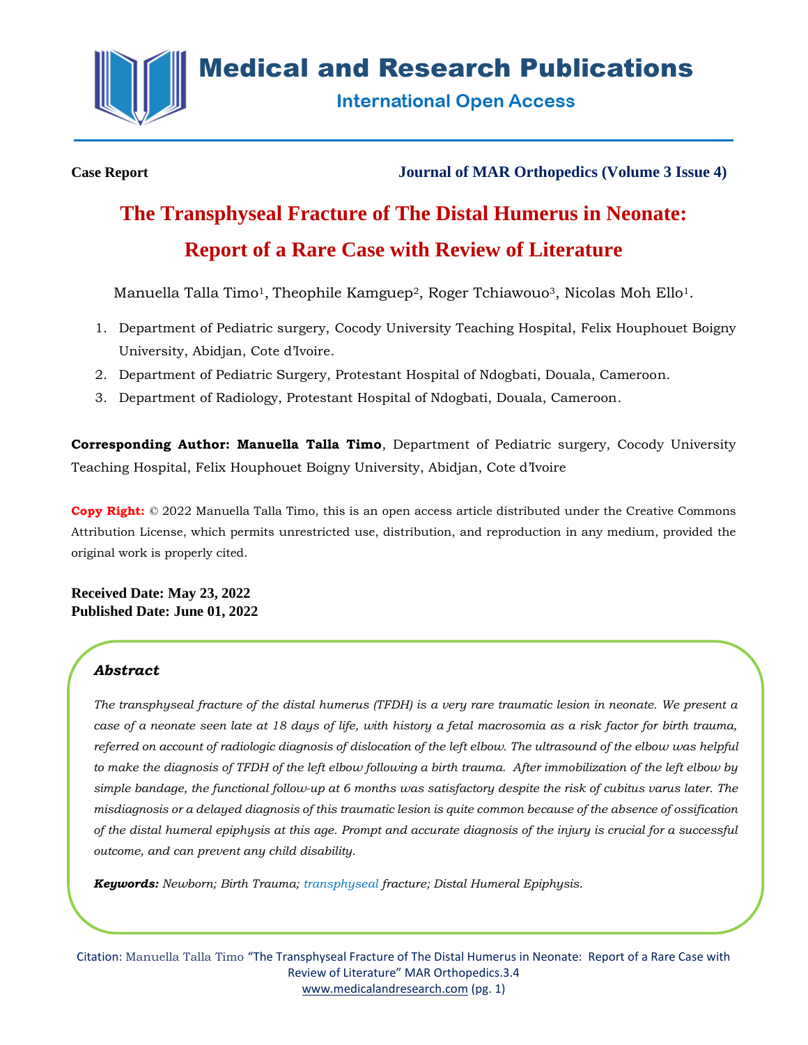**Case Report**

**Journal of MAR Orthopedics (Volume 3 Issue 4)**

# The Transphyseal Fracture of The Distal Humerus in Neonate: Report of a Rare Case with Review of Literature

Manuella Talla Timo[1], Theophile Kamguep[2], Roger Tchiawouo[3], Nicolas Moh Ello[1].

1. Department of Pediatric surgery, Cocody University Teaching Hospital, Felix Houphouet Boigny University, Abidjan, Cote d'Ivoire.
2. Department of Pediatric Surgery, Protestant Hospital of Ndogbati, Douala, Cameroon.
3. Department of Radiology, Protestant Hospital of Ndogbati, Douala, Cameroon.

**Corresponding Author: Manuella Talla Timo**, Department of Pediatric surgery, Cocody University Teaching Hospital, Felix Houphouet Boigny University, Abidjan, Cote d'Ivoire

**Copy Right:** © 2022 Manuella Talla Timo, this is an open access article distributed under the Creative Commons Attribution License, which permits unrestricted use, distribution, and reproduction in any medium, provided the original work is properly cited.

**Received Date: May 23, 2022**
**Published Date: June 01, 2022**

## *Abstract*

*The transphyseal fracture of the distal humerus (TFDH) is a very rare traumatic lesion in neonate. We present a case of a neonate seen late at 18 days of life, with history a fetal macrosomia as a risk factor for birth trauma, referred on account of radiologic diagnosis of dislocation of the left elbow. The ultrasound of the elbow was helpful to make the diagnosis of TFDH of the left elbow following a birth trauma. After immobilization of the left elbow by simple bandage, the functional follow-up at 6 months was satisfactory despite the risk of cubitus varus later. The misdiagnosis or a delayed diagnosis of this traumatic lesion is quite common because of the absence of ossification of the distal humeral epiphysis at this age. Prompt and accurate diagnosis of the injury is crucial for a successful outcome, and can prevent any child disability.*

***Keywords:*** *Newborn; Birth Trauma; transphyseal fracture; Distal Humeral Epiphysis.*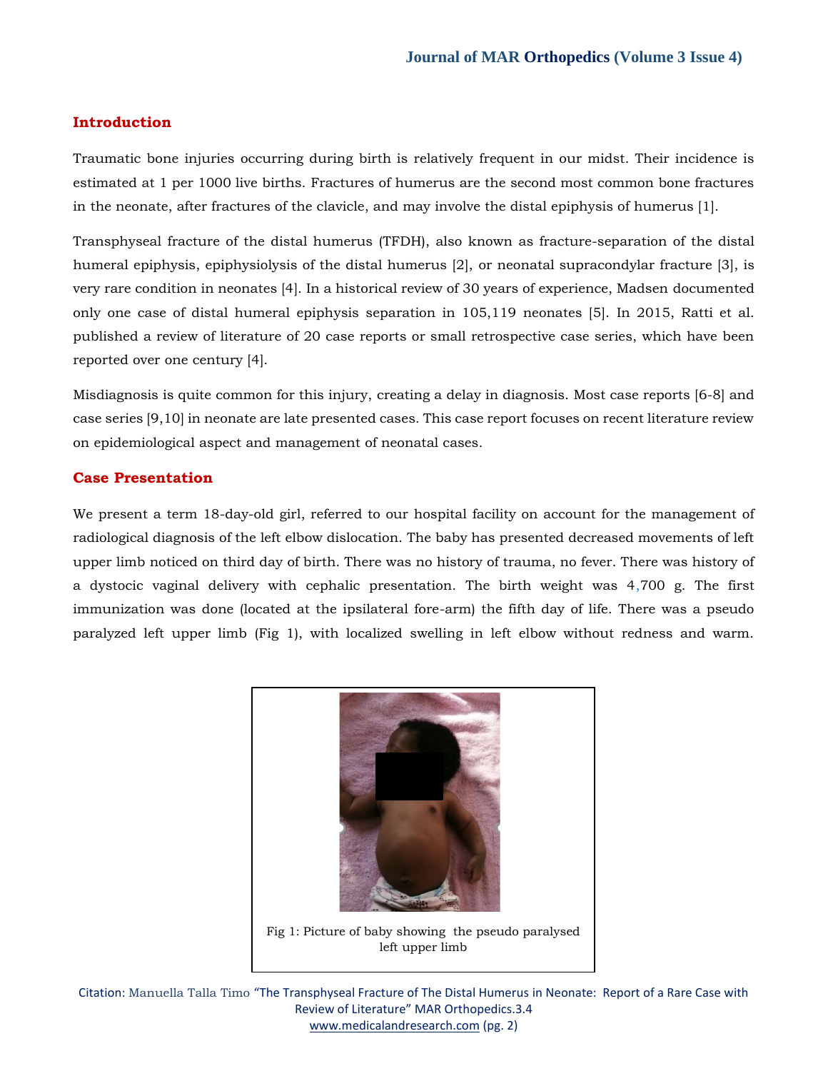## Introduction

Traumatic bone injuries occurring during birth is relatively frequent in our midst. Their incidence is estimated at 1 per 1000 live births. Fractures of humerus are the second most common bone fractures in the neonate, after fractures of the clavicle, and may involve the distal epiphysis of humerus [1].

Transphyseal fracture of the distal humerus (TFDH), also known as fracture-separation of the distal humeral epiphysis, epiphysiolysis of the distal humerus [2], or neonatal supracondylar fracture [3], is very rare condition in neonates [4]. In a historical review of 30 years of experience, Madsen documented only one case of distal humeral epiphysis separation in 105,119 neonates [5]. In 2015, Ratti et al. published a review of literature of 20 case reports or small retrospective case series, which have been reported over one century [4].

Misdiagnosis is quite common for this injury, creating a delay in diagnosis. Most case reports [6-8] and case series [9,10] in neonate are late presented cases. This case report focuses on recent literature review on epidemiological aspect and management of neonatal cases.

## Case Presentation

We present a term 18-day-old girl, referred to our hospital facility on account for the management of radiological diagnosis of the left elbow dislocation. The baby has presented decreased movements of left upper limb noticed on third day of birth. There was no history of trauma, no fever. There was history of a dystocic vaginal delivery with cephalic presentation. The birth weight was 4,700 g. The first immunization was done (located at the ipsilateral fore-arm) the fifth day of life. There was a pseudo paralyzed left upper limb (Fig 1), with localized swelling in left elbow without redness and warm.

Fig 1: Picture of baby showing the pseudo paralysed left upper limb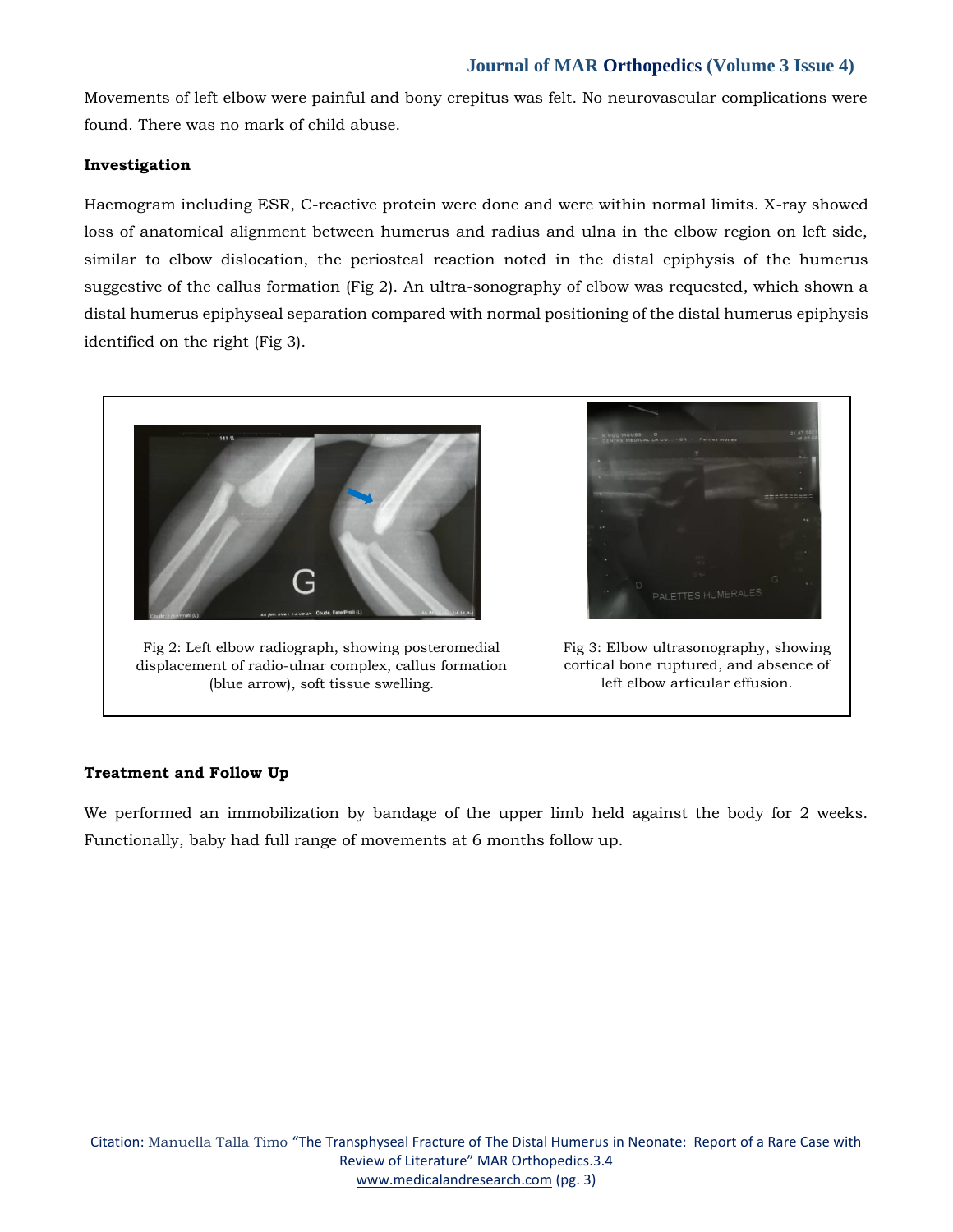Movements of left elbow were painful and bony crepitus was felt. No neurovascular complications were found. There was no mark of child abuse.

**Investigation**

Haemogram including ESR, C-reactive protein were done and were within normal limits. X-ray showed loss of anatomical alignment between humerus and radius and ulna in the elbow region on left side, similar to elbow dislocation, the periosteal reaction noted in the distal epiphysis of the humerus suggestive of the callus formation (Fig 2). An ultra-sonography of elbow was requested, which shown a distal humerus epiphyseal separation compared with normal positioning of the distal humerus epiphysis identified on the right (Fig 3).

Fig 2: Left elbow radiograph, showing posteromedial displacement of radio-ulnar complex, callus formation (blue arrow), soft tissue swelling.

Fig 3: Elbow ultrasonography, showing cortical bone ruptured, and absence of left elbow articular effusion.

**Treatment and Follow Up**

We performed an immobilization by bandage of the upper limb held against the body for 2 weeks. Functionally, baby had full range of movements at 6 months follow up.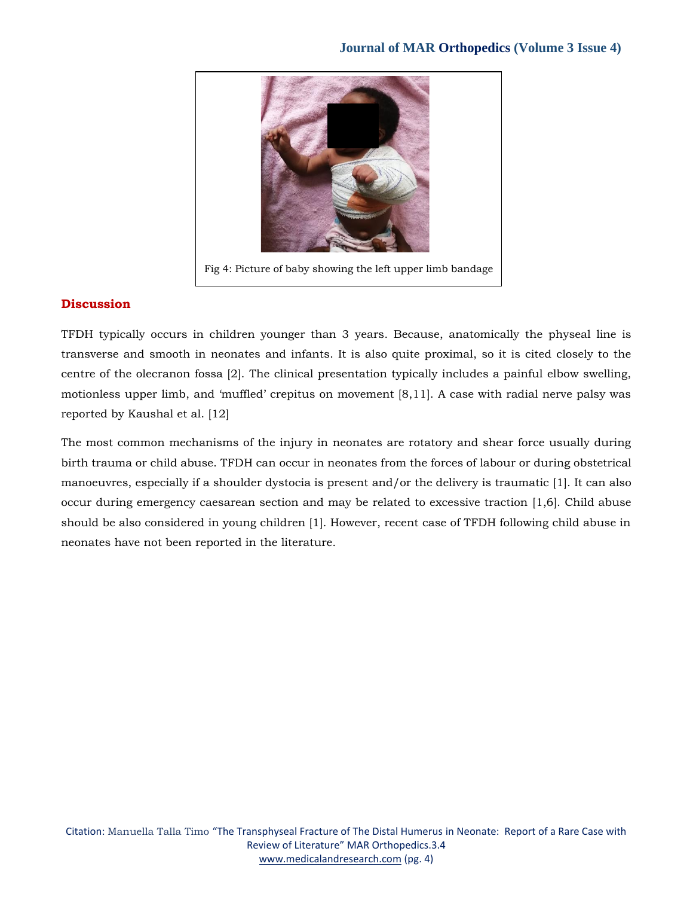Fig 4: Picture of baby showing the left upper limb bandage

## Discussion

TFDH typically occurs in children younger than 3 years. Because, anatomically the physeal line is transverse and smooth in neonates and infants. It is also quite proximal, so it is cited closely to the centre of the olecranon fossa [2]. The clinical presentation typically includes a painful elbow swelling, motionless upper limb, and 'muffled' crepitus on movement [8,11]. A case with radial nerve palsy was reported by Kaushal et al. [12]

The most common mechanisms of the injury in neonates are rotatory and shear force usually during birth trauma or child abuse. TFDH can occur in neonates from the forces of labour or during obstetrical manoeuvres, especially if a shoulder dystocia is present and/or the delivery is traumatic [1]. It can also occur during emergency caesarean section and may be related to excessive traction [1,6]. Child abuse should be also considered in young children [1]. However, recent case of TFDH following child abuse in neonates have not been reported in the literature.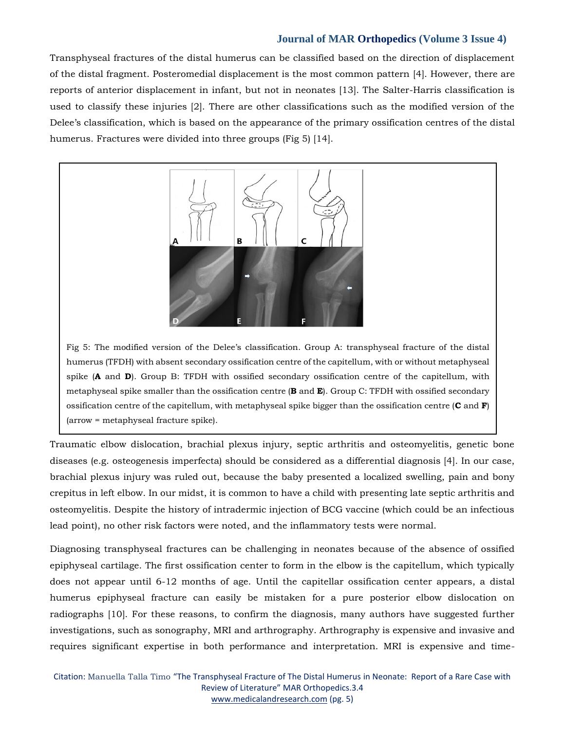Transphyseal fractures of the distal humerus can be classified based on the direction of displacement of the distal fragment. Posteromedial displacement is the most common pattern [4]. However, there are reports of anterior displacement in infant, but not in neonates [13]. The Salter-Harris classification is used to classify these injuries [2]. There are other classifications such as the modified version of the Delee's classification, which is based on the appearance of the primary ossification centres of the distal humerus. Fractures were divided into three groups (Fig 5) [14].

Fig 5: The modified version of the Delee's classification. Group A: transphyseal fracture of the distal humerus (TFDH) with absent secondary ossification centre of the capitellum, with or without metaphyseal spike (**A** and **D**). Group B: TFDH with ossified secondary ossification centre of the capitellum, with metaphyseal spike smaller than the ossification centre (**B** and **E**). Group C: TFDH with ossified secondary ossification centre of the capitellum, with metaphyseal spike bigger than the ossification centre (**C** and **F**) (arrow = metaphyseal fracture spike).

Traumatic elbow dislocation, brachial plexus injury, septic arthritis and osteomyelitis, genetic bone diseases (e.g. osteogenesis imperfecta) should be considered as a differential diagnosis [4]. In our case, brachial plexus injury was ruled out, because the baby presented a localized swelling, pain and bony crepitus in left elbow. In our midst, it is common to have a child with presenting late septic arthritis and osteomyelitis. Despite the history of intradermic injection of BCG vaccine (which could be an infectious lead point), no other risk factors were noted, and the inflammatory tests were normal.

Diagnosing transphyseal fractures can be challenging in neonates because of the absence of ossified epiphyseal cartilage. The first ossification center to form in the elbow is the capitellum, which typically does not appear until 6-12 months of age. Until the capitellar ossification center appears, a distal humerus epiphyseal fracture can easily be mistaken for a pure posterior elbow dislocation on radiographs [10]. For these reasons, to confirm the diagnosis, many authors have suggested further investigations, such as sonography, MRI and arthrography. Arthrography is expensive and invasive and requires significant expertise in both performance and interpretation. MRI is expensive and time-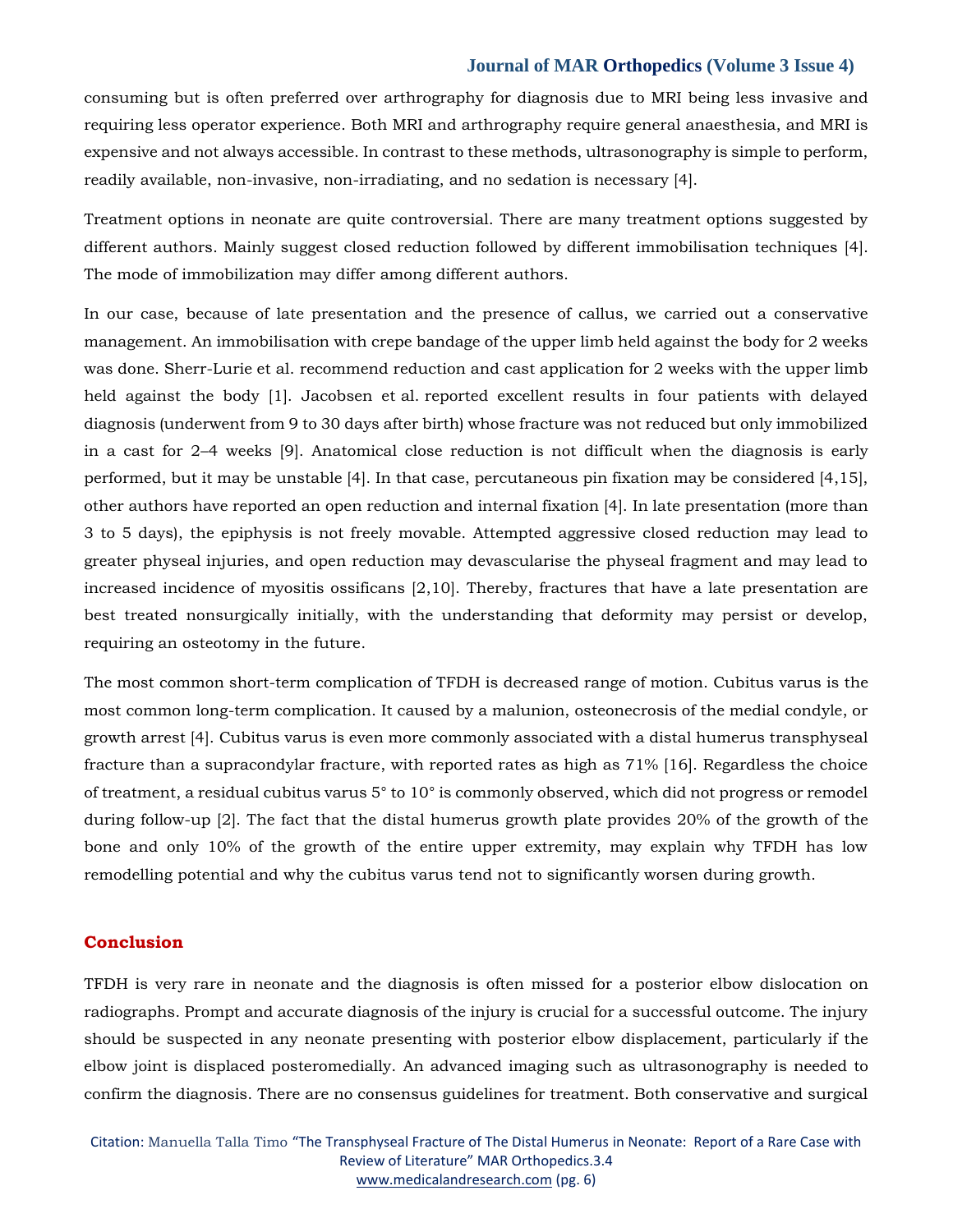consuming but is often preferred over arthrography for diagnosis due to MRI being less invasive and requiring less operator experience. Both MRI and arthrography require general anaesthesia, and MRI is expensive and not always accessible. In contrast to these methods, ultrasonography is simple to perform, readily available, non-invasive, non-irradiating, and no sedation is necessary [4].

Treatment options in neonate are quite controversial. There are many treatment options suggested by different authors. Mainly suggest closed reduction followed by different immobilisation techniques [4]. The mode of immobilization may differ among different authors.

In our case, because of late presentation and the presence of callus, we carried out a conservative management. An immobilisation with crepe bandage of the upper limb held against the body for 2 weeks was done. Sherr-Lurie et al. recommend reduction and cast application for 2 weeks with the upper limb held against the body [1]. Jacobsen et al. reported excellent results in four patients with delayed diagnosis (underwent from 9 to 30 days after birth) whose fracture was not reduced but only immobilized in a cast for 2–4 weeks [9]. Anatomical close reduction is not difficult when the diagnosis is early performed, but it may be unstable [4]. In that case, percutaneous pin fixation may be considered [4,15], other authors have reported an open reduction and internal fixation [4]. In late presentation (more than 3 to 5 days), the epiphysis is not freely movable. Attempted aggressive closed reduction may lead to greater physeal injuries, and open reduction may devascularise the physeal fragment and may lead to increased incidence of myositis ossificans [2,10]. Thereby, fractures that have a late presentation are best treated nonsurgically initially, with the understanding that deformity may persist or develop, requiring an osteotomy in the future.

The most common short-term complication of TFDH is decreased range of motion. Cubitus varus is the most common long-term complication. It caused by a malunion, osteonecrosis of the medial condyle, or growth arrest [4]. Cubitus varus is even more commonly associated with a distal humerus transphyseal fracture than a supracondylar fracture, with reported rates as high as 71% [16]. Regardless the choice of treatment, a residual cubitus varus 5° to 10° is commonly observed, which did not progress or remodel during follow-up [2]. The fact that the distal humerus growth plate provides 20% of the growth of the bone and only 10% of the growth of the entire upper extremity, may explain why TFDH has low remodelling potential and why the cubitus varus tend not to significantly worsen during growth.

## Conclusion

TFDH is very rare in neonate and the diagnosis is often missed for a posterior elbow dislocation on radiographs. Prompt and accurate diagnosis of the injury is crucial for a successful outcome. The injury should be suspected in any neonate presenting with posterior elbow displacement, particularly if the elbow joint is displaced posteromedially. An advanced imaging such as ultrasonography is needed to confirm the diagnosis. There are no consensus guidelines for treatment. Both conservative and surgical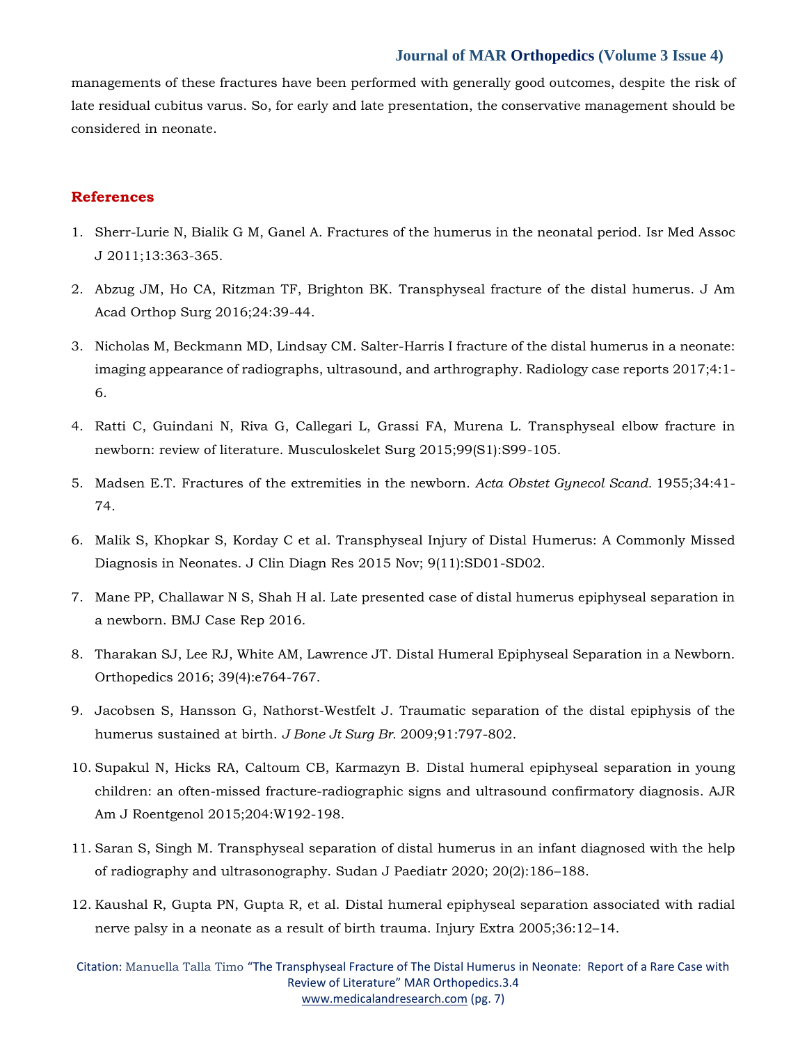managements of these fractures have been performed with generally good outcomes, despite the risk of late residual cubitus varus. So, for early and late presentation, the conservative management should be considered in neonate.

## References

1. Sherr-Lurie N, Bialik G M, Ganel A. Fractures of the humerus in the neonatal period. Isr Med Assoc J 2011;13:363-365.
2. Abzug JM, Ho CA, Ritzman TF, Brighton BK. Transphyseal fracture of the distal humerus. J Am Acad Orthop Surg 2016;24:39-44.
3. Nicholas M, Beckmann MD, Lindsay CM. Salter-Harris I fracture of the distal humerus in a neonate: imaging appearance of radiographs, ultrasound, and arthrography. Radiology case reports 2017;4:1-6.
4. Ratti C, Guindani N, Riva G, Callegari L, Grassi FA, Murena L. Transphyseal elbow fracture in newborn: review of literature. Musculoskelet Surg 2015;99(S1):S99-105.
5. Madsen E.T. Fractures of the extremities in the newborn. *Acta Obstet Gynecol Scand.* 1955;34:41-74.
6. Malik S, Khopkar S, Korday C et al. Transphyseal Injury of Distal Humerus: A Commonly Missed Diagnosis in Neonates. J Clin Diagn Res 2015 Nov; 9(11):SD01-SD02.
7. Mane PP, Challawar N S, Shah H al. Late presented case of distal humerus epiphyseal separation in a newborn. BMJ Case Rep 2016.
8. Tharakan SJ, Lee RJ, White AM, Lawrence JT. Distal Humeral Epiphyseal Separation in a Newborn. Orthopedics 2016; 39(4):e764-767.
9. Jacobsen S, Hansson G, Nathorst-Westfelt J. Traumatic separation of the distal epiphysis of the humerus sustained at birth. *J Bone Jt Surg Br.* 2009;91:797-802.
10. Supakul N, Hicks RA, Caltoum CB, Karmazyn B. Distal humeral epiphyseal separation in young children: an often-missed fracture-radiographic signs and ultrasound confirmatory diagnosis. AJR Am J Roentgenol 2015;204:W192-198.
11. Saran S, Singh M. Transphyseal separation of distal humerus in an infant diagnosed with the help of radiography and ultrasonography. Sudan J Paediatr 2020; 20(2):186–188.
12. Kaushal R, Gupta PN, Gupta R, et al. Distal humeral epiphyseal separation associated with radial nerve palsy in a neonate as a result of birth trauma. Injury Extra 2005;36:12–14.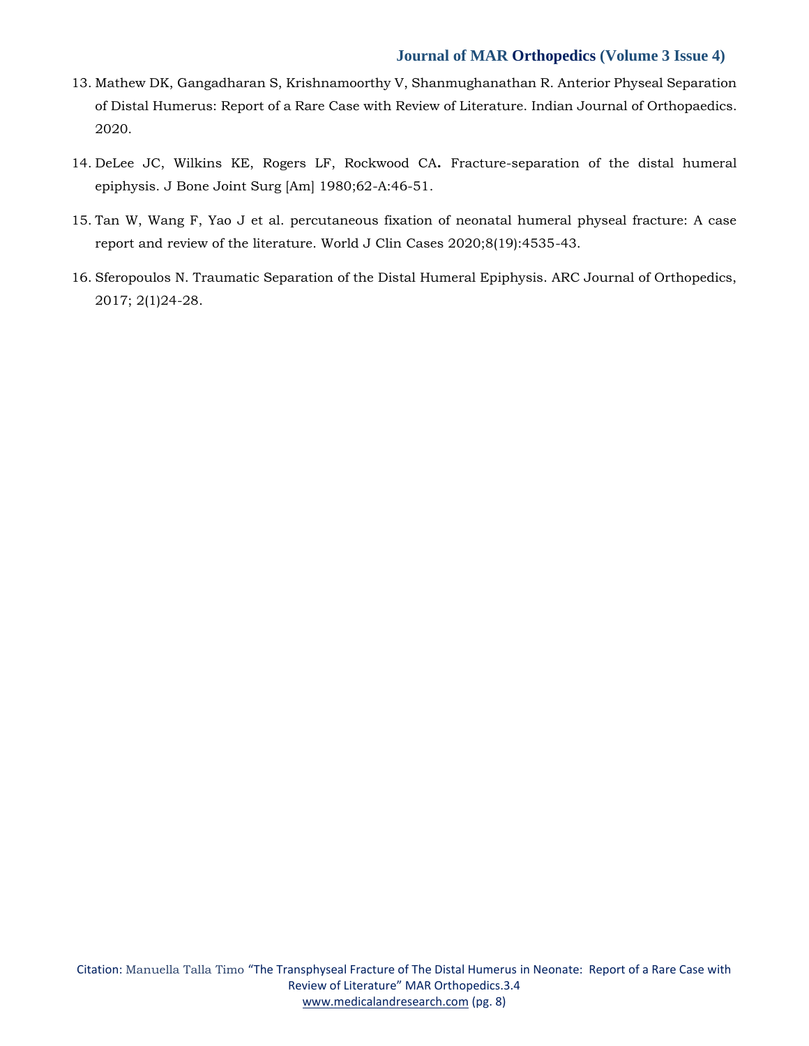13. Mathew DK, Gangadharan S, Krishnamoorthy V, Shanmughanathan R. Anterior Physeal Separation of Distal Humerus: Report of a Rare Case with Review of Literature. Indian Journal of Orthopaedics. 2020.

14. DeLee JC, Wilkins KE, Rogers LF, Rockwood CA**.** Fracture-separation of the distal humeral epiphysis. J Bone Joint Surg [Am] 1980;62-A:46-51.

15. Tan W, Wang F, Yao J et al. percutaneous fixation of neonatal humeral physeal fracture: A case report and review of the literature. World J Clin Cases 2020;8(19):4535-43.

16. Sferopoulos N. Traumatic Separation of the Distal Humeral Epiphysis. ARC Journal of Orthopedics, 2017; 2(1)24-28.